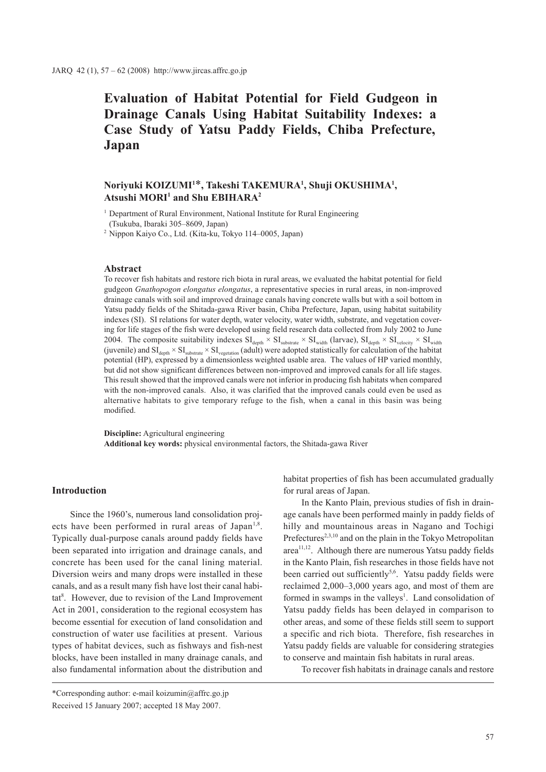# Evaluation of Habitat Potential for Field Gudgeon in Drainage Canals Using Habitat Suitability Indexes: a Case Study of Yatsu Paddy Fields, Chiba Prefecture, Japan

**Noriyuki KOIZUMI[1]\*, Takeshi TAKEMURA[1], Shuji OKUSHIMA[1], Atsushi MORI[1] and Shu EBIHARA[2]**

[1] Department of Rural Environment, National Institute for Rural Engineering (Tsukuba, Ibaraki 305–8609, Japan)

[2] Nippon Kaiyo Co., Ltd. (Kita-ku, Tokyo 114–0005, Japan)

### Abstract

To recover fish habitats and restore rich biota in rural areas, we evaluated the habitat potential for field gudgeon *Gnathopogon elongatus elongatus*, a representative species in rural areas, in non-improved drainage canals with soil and improved drainage canals having concrete walls but with a soil bottom in Yatsu paddy fields of the Shitada-gawa River basin, Chiba Prefecture, Japan, using habitat suitability indexes (SI). SI relations for water depth, water velocity, water width, substrate, and vegetation covering for life stages of the fish were developed using field research data collected from July 2002 to June 2004. The composite suitability indexes $SI_{depth} \times SI_{substrate} \times SI_{width}$ (larvae), $SI_{depth} \times SI_{velocity} \times SI_{width}$ (juvenile) and $SI_{depth} \times SI_{substrate} \times SI_{vegetation}$ (adult) were adopted statistically for calculation of the habitat potential (HP), expressed by a dimensionless weighted usable area. The values of HP varied monthly, but did not show significant differences between non-improved and improved canals for all life stages. This result showed that the improved canals were not inferior in producing fish habitats when compared with the non-improved canals. Also, it was clarified that the improved canals could even be used as alternative habitats to give temporary refuge to the fish, when a canal in this basin was being modified.

**Discipline:** Agricultural engineering
**Additional key words:** physical environmental factors, the Shitada-gawa River

## Introduction

Since the 1960's, numerous land consolidation projects have been performed in rural areas of Japan[1,8]. Typically dual-purpose canals around paddy fields have been separated into irrigation and drainage canals, and concrete has been used for the canal lining material. Diversion weirs and many drops were installed in these canals, and as a result many fish have lost their canal habitat[8]. However, due to revision of the Land Improvement Act in 2001, consideration to the regional ecosystem has become essential for execution of land consolidation and construction of water use facilities at present. Various types of habitat devices, such as fishways and fish-nest blocks, have been installed in many drainage canals, and also fundamental information about the distribution and habitat properties of fish has been accumulated gradually for rural areas of Japan.

In the Kanto Plain, previous studies of fish in drainage canals have been performed mainly in paddy fields of hilly and mountainous areas in Nagano and Tochigi Prefectures[2,3,10] and on the plain in the Tokyo Metropolitan area[11,12]. Although there are numerous Yatsu paddy fields in the Kanto Plain, fish researches in those fields have not been carried out sufficiently[5,6]. Yatsu paddy fields were reclaimed 2,000–3,000 years ago, and most of them are formed in swamps in the valleys[1]. Land consolidation of Yatsu paddy fields has been delayed in comparison to other areas, and some of these fields still seem to support a specific and rich biota. Therefore, fish researches in Yatsu paddy fields are valuable for considering strategies to conserve and maintain fish habitats in rural areas.

To recover fish habitats in drainage canals and restore

\*Corresponding author: e-mail koizumin@affrc.go.jp
Received 15 January 2007; accepted 18 May 2007.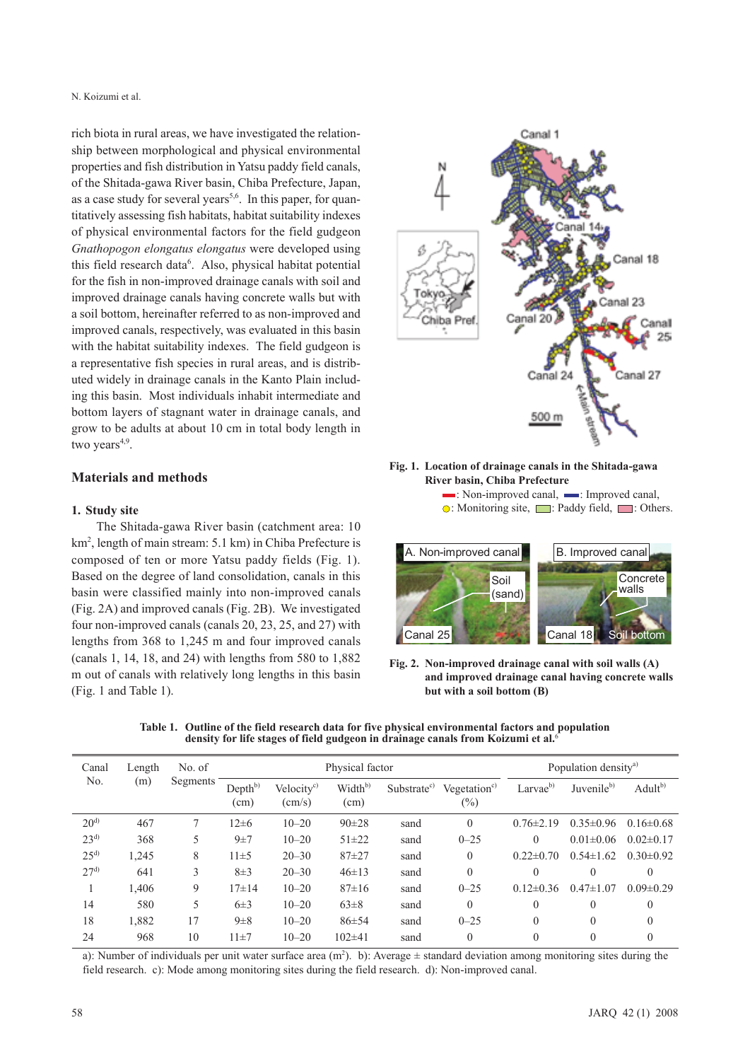rich biota in rural areas, we have investigated the relationship between morphological and physical environmental properties and fish distribution in Yatsu paddy field canals, of the Shitada-gawa River basin, Chiba Prefecture, Japan, as a case study for several years[5,6]. In this paper, for quantitatively assessing fish habitats, habitat suitability indexes of physical environmental factors for the field gudgeon *Gnathopogon elongatus elongatus* were developed using this field research data[6]. Also, physical habitat potential for the fish in non-improved drainage canals with soil and improved drainage canals having concrete walls but with a soil bottom, hereinafter referred to as non-improved and improved canals, respectively, was evaluated in this basin with the habitat suitability indexes. The field gudgeon is a representative fish species in rural areas, and is distributed widely in drainage canals in the Kanto Plain including this basin. Most individuals inhabit intermediate and bottom layers of stagnant water in drainage canals, and grow to be adults at about 10 cm in total body length in two years[4,9].

## Materials and methods

### 1. Study site

The Shitada-gawa River basin (catchment area: 10 km$^2$, length of main stream: 5.1 km) in Chiba Prefecture is composed of ten or more Yatsu paddy fields (Fig. 1). Based on the degree of land consolidation, canals in this basin were classified mainly into non-improved canals (Fig. 2A) and improved canals (Fig. 2B). We investigated four non-improved canals (canals 20, 23, 25, and 27) with lengths from 368 to 1,245 m and four improved canals (canals 1, 14, 18, and 24) with lengths from 580 to 1,882 m out of canals with relatively long lengths in this basin (Fig. 1 and Table 1).

**Fig. 1. Location of drainage canals in the Shitada-gawa River basin, Chiba Prefecture**

▬: Non-improved canal, ▬: Improved canal, ○: Monitoring site, ▭: Paddy field, ▭: Others.

**Fig. 2. Non-improved drainage canal with soil walls (A) and improved drainage canal having concrete walls but with a soil bottom (B)**

**Table 1. Outline of the field research data for five physical environmental factors and population density for life stages of field gudgeon in drainage canals from Koizumi et al.[6]**

| Canal No. | Length (m) | No. of Segments | Physical factor | | | | | Population density[a] | | |
|---|---|---|---|---|---|---|---|---|---|---|
| | | | Depth[b] (cm) | Velocity[c] (cm/s) | Width[b] (cm) | Substrate[c] | Vegetation[c] (%) | Larvae[b] | Juvenile[b] | Adult[b] |
| 20[d] | 467 | 7 | 12±6 | 10–20 | 90±28 | sand | 0 | 0.76±2.19 | 0.35±0.96 | 0.16±0.68 |
| 23[d] | 368 | 5 | 9±7 | 10–20 | 51±22 | sand | 0–25 | 0 | 0.01±0.06 | 0.02±0.17 |
| 25[d] | 1,245 | 8 | 11±5 | 20–30 | 87±27 | sand | 0 | 0.22±0.70 | 0.54±1.62 | 0.30±0.92 |
| 27[d] | 641 | 3 | 8±3 | 20–30 | 46±13 | sand | 0 | 0 | 0 | 0 |
| 1 | 1,406 | 9 | 17±14 | 10–20 | 87±16 | sand | 0–25 | 0.12±0.36 | 0.47±1.07 | 0.09±0.29 |
| 14 | 580 | 5 | 6±3 | 10–20 | 63±8 | sand | 0 | 0 | 0 | 0 |
| 18 | 1,882 | 17 | 9±8 | 10–20 | 86±54 | sand | 0–25 | 0 | 0 | 0 |
| 24 | 968 | 10 | 11±7 | 10–20 | 102±41 | sand | 0 | 0 | 0 | 0 |

a): Number of individuals per unit water surface area (m$^2$). b): Average ± standard deviation among monitoring sites during the field research. c): Mode among monitoring sites during the field research. d): Non-improved canal.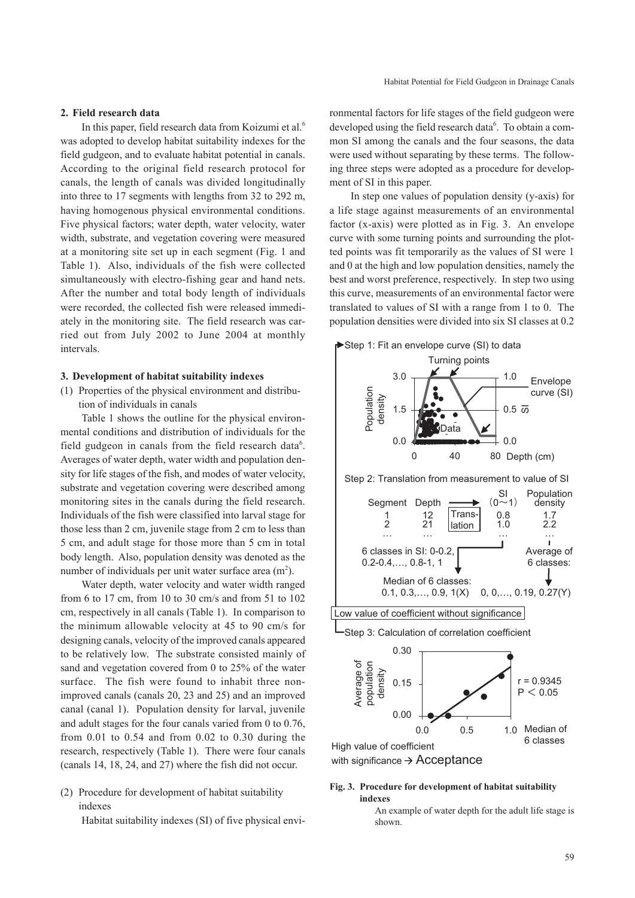## 2. Field research data

In this paper, field research data from Koizumi et al.[6] was adopted to develop habitat suitability indexes for the field gudgeon, and to evaluate habitat potential in canals. According to the original field research protocol for canals, the length of canals was divided longitudinally into three to 17 segments with lengths from 32 to 292 m, having homogenous physical environmental conditions. Five physical factors; water depth, water velocity, water width, substrate, and vegetation covering were measured at a monitoring site set up in each segment (Fig. 1 and Table 1). Also, individuals of the fish were collected simultaneously with electro-fishing gear and hand nets. After the number and total body length of individuals were recorded, the collected fish were released immediately in the monitoring site. The field research was carried out from July 2002 to June 2004 at monthly intervals.

## 3. Development of habitat suitability indexes

### (1) Properties of the physical environment and distribution of individuals in canals

Table 1 shows the outline for the physical environmental conditions and distribution of individuals for the field gudgeon in canals from the field research data[6]. Averages of water depth, water width and population density for life stages of the fish, and modes of water velocity, substrate and vegetation covering were described among monitoring sites in the canals during the field research. Individuals of the fish were classified into larval stage for those less than 2 cm, juvenile stage from 2 cm to less than 5 cm, and adult stage for those more than 5 cm in total body length. Also, population density was denoted as the number of individuals per unit water surface area ($m^2$).

Water depth, water velocity and water width ranged from 6 to 17 cm, from 10 to 30 cm/s and from 51 to 102 cm, respectively in all canals (Table 1). In comparison to the minimum allowable velocity at 45 to 90 cm/s for designing canals, velocity of the improved canals appeared to be relatively low. The substrate consisted mainly of sand and vegetation covered from 0 to 25% of the water surface. The fish were found to inhabit three non-improved canals (canals 20, 23 and 25) and an improved canal (canal 1). Population density for larval, juvenile and adult stages for the four canals varied from 0 to 0.76, from 0.01 to 0.54 and from 0.02 to 0.30 during the research, respectively (Table 1). There were four canals (canals 14, 18, 24, and 27) where the fish did not occur.

### (2) Procedure for development of habitat suitability indexes

Habitat suitability indexes (SI) of five physical environmental factors for life stages of the field gudgeon were developed using the field research data[6]. To obtain a common SI among the canals and the four seasons, the data were used without separating by these terms. The following three steps were adopted as a procedure for development of SI in this paper.

In step one values of population density (y-axis) for a life stage against measurements of an environmental factor (x-axis) were plotted as in Fig. 3. An envelope curve with some turning points and surrounding the plotted points was fit temporarily as the values of SI were 1 and 0 at the high and low population densities, namely the best and worst preference, respectively. In step two using this curve, measurements of an environmental factor were translated to values of SI with a range from 1 to 0. The population densities were divided into six SI classes at 0.2

Step 1: Fit an envelope curve (SI) to data

Step 2: Translation from measurement to value of SI

| Segment | Depth | | SI (0～1) | Population density |
|---|---|---|---|---|
| 1 | 12 | Translation | 0.8 | 1.7 |
| 2 | 21 | | 1.0 | 2.2 |
| … | … | | … | … |

6 classes in SI: 0-0.2, 0.2-0.4,…, 0.8-1, 1 → Median of 6 classes: 0.1, 0.3,…, 0.9, 1(X); Average of 6 classes: 0, 0,…, 0.19, 0.27(Y)

Low value of coefficient without significance

Step 3: Calculation of correlation coefficient

$r = 0.9345$, $P < 0.05$

High value of coefficient with significance → Acceptance

**Fig. 3. Procedure for development of habitat suitability indexes**

An example of water depth for the adult life stage is shown.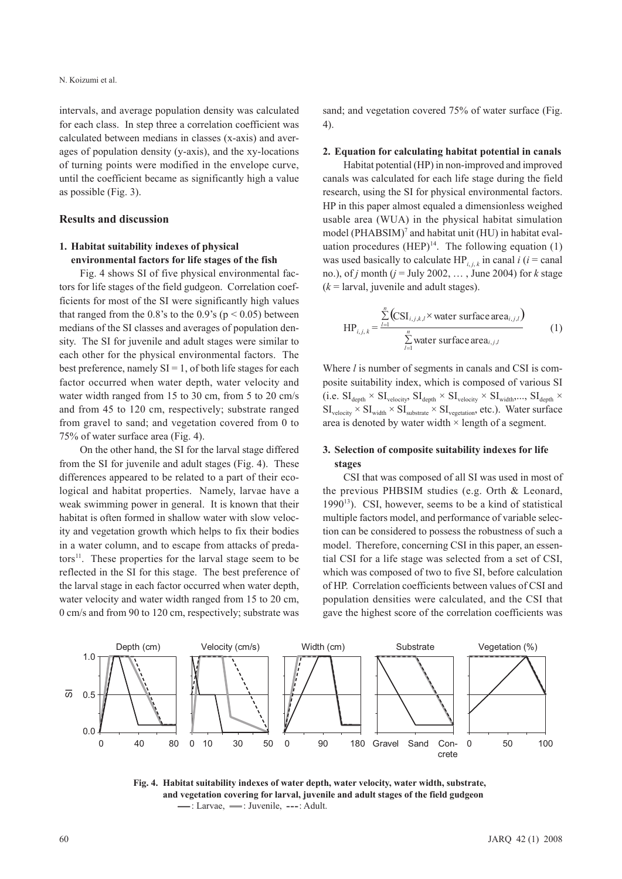intervals, and average population density was calculated for each class. In step three a correlation coefficient was calculated between medians in classes (x-axis) and averages of population density (y-axis), and the xy-locations of turning points were modified in the envelope curve, until the coefficient became as significantly high a value as possible (Fig. 3).

## Results and discussion

### 1. Habitat suitability indexes of physical environmental factors for life stages of the fish

Fig. 4 shows SI of five physical environmental factors for life stages of the field gudgeon. Correlation coefficients for most of the SI were significantly high values that ranged from the 0.8's to the 0.9's ($p < 0.05$) between medians of the SI classes and averages of population density. The SI for juvenile and adult stages were similar to each other for the physical environmental factors. The best preference, namely SI = 1, of both life stages for each factor occurred when water depth, water velocity and water width ranged from 15 to 30 cm, from 5 to 20 cm/s and from 45 to 120 cm, respectively; substrate ranged from gravel to sand; and vegetation covered from 0 to 75% of water surface area (Fig. 4).

On the other hand, the SI for the larval stage differed from the SI for juvenile and adult stages (Fig. 4). These differences appeared to be related to a part of their ecological and habitat properties. Namely, larvae have a weak swimming power in general. It is known that their habitat is often formed in shallow water with slow velocity and vegetation growth which helps to fix their bodies in a water column, and to escape from attacks of predators[11]. These properties for the larval stage seem to be reflected in the SI for this stage. The best preference of the larval stage in each factor occurred when water depth, water velocity and water width ranged from 15 to 20 cm, 0 cm/s and from 90 to 120 cm, respectively; substrate was sand; and vegetation covered 75% of water surface (Fig. 4).

### 2. Equation for calculating habitat potential in canals

Habitat potential (HP) in non-improved and improved canals was calculated for each life stage during the field research, using the SI for physical environmental factors. HP in this paper almost equaled a dimensionless weighed usable area (WUA) in the physical habitat simulation model (PHABSIM)[7] and habitat unit (HU) in habitat evaluation procedures (HEP)[14]. The following equation (1) was used basically to calculate $HP_{i,j,k}$ in canal $i$ ($i$ = canal no.), of $j$ month ($j$ = July 2002, … , June 2004) for $k$ stage ($k$ = larval, juvenile and adult stages).

$$HP_{i,j,k} = \frac{\sum_{l=1}^{n} \left( CSI_{i,j,k,l} \times \text{water surface area}_{i,j,l} \right)}{\sum_{l=1}^{n} \text{water surface area}_{i,j,l}} \qquad (1)$$

Where $l$ is number of segments in canals and CSI is composite suitability index, which is composed of various SI (i.e. $SI_{depth} \times SI_{velocity}$, $SI_{depth} \times SI_{velocity} \times SI_{width}$,..., $SI_{depth} \times SI_{velocity} \times SI_{width} \times SI_{substrate} \times SI_{vegetation}$, etc.). Water surface area is denoted by water width × length of a segment.

### 3. Selection of composite suitability indexes for life stages

CSI that was composed of all SI was used in most of the previous PHBSIM studies (e.g. Orth & Leonard, 1990[13]). CSI, however, seems to be a kind of statistical multiple factors model, and performance of variable selection can be considered to possess the robustness of such a model. Therefore, concerning CSI in this paper, an essential CSI for a life stage was selected from a set of CSI, which was composed of two to five SI, before calculation of HP. Correlation coefficients between values of CSI and population densities were calculated, and the CSI that gave the highest score of the correlation coefficients was

**Fig. 4. Habitat suitability indexes of water depth, water velocity, water width, substrate, and vegetation covering for larval, juvenile and adult stages of the field gudgeon**
—: Larvae, ▬: Juvenile, - - -: Adult.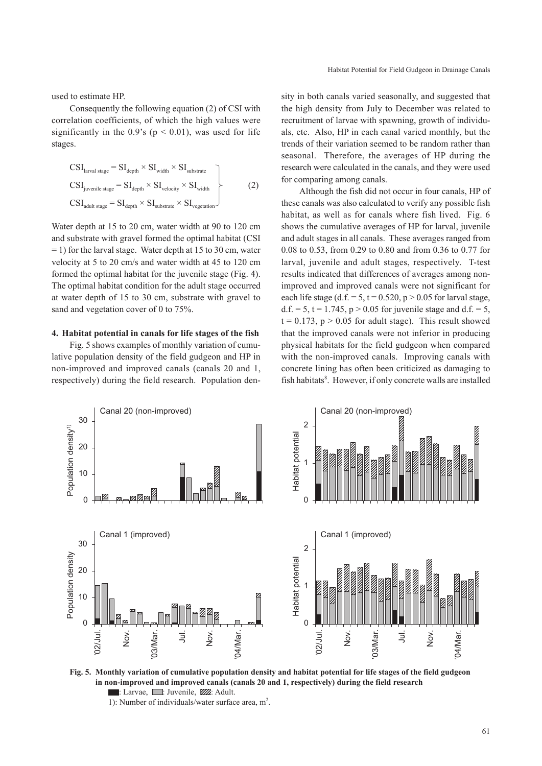used to estimate HP.

Consequently the following equation (2) of CSI with correlation coefficients, of which the high values were significantly in the 0.9's ($p < 0.01$), was used for life stages.

$$\left.\begin{aligned} CSI_{larval\ stage} &= SI_{depth} \times SI_{width} \times SI_{substrate} \\ CSI_{juvenile\ stage} &= SI_{depth} \times SI_{velocity} \times SI_{width} \\ CSI_{adult\ stage} &= SI_{depth} \times SI_{substrate} \times SI_{vegetation} \end{aligned}\right\} \quad (2)$$

Water depth at 15 to 20 cm, water width at 90 to 120 cm and substrate with gravel formed the optimal habitat (CSI = 1) for the larval stage. Water depth at 15 to 30 cm, water velocity at 5 to 20 cm/s and water width at 45 to 120 cm formed the optimal habitat for the juvenile stage (Fig. 4). The optimal habitat condition for the adult stage occurred at water depth of 15 to 30 cm, substrate with gravel to sand and vegetation cover of 0 to 75%.

**4. Habitat potential in canals for life stages of the fish**

Fig. 5 shows examples of monthly variation of cumulative population density of the field gudgeon and HP in non-improved and improved canals (canals 20 and 1, respectively) during the field research. Population density in both canals varied seasonally, and suggested that the high density from July to December was related to recruitment of larvae with spawning, growth of individuals, etc. Also, HP in each canal varied monthly, but the trends of their variation seemed to be random rather than seasonal. Therefore, the averages of HP during the research were calculated in the canals, and they were used for comparing among canals.

Although the fish did not occur in four canals, HP of these canals was also calculated to verify any possible fish habitat, as well as for canals where fish lived. Fig. 6 shows the cumulative averages of HP for larval, juvenile and adult stages in all canals. These averages ranged from 0.08 to 0.53, from 0.29 to 0.80 and from 0.36 to 0.77 for larval, juvenile and adult stages, respectively. T-test results indicated that differences of averages among non-improved and improved canals were not significant for each life stage (d.f. = 5, $t = 0.520$, $p > 0.05$ for larval stage, d.f. = 5, $t = 1.745$, $p > 0.05$ for juvenile stage and d.f. = 5, $t = 0.173$, $p > 0.05$ for adult stage). This result showed that the improved canals were not inferior in producing physical habitats for the field gudgeon when compared with the non-improved canals. Improving canals with concrete lining has often been criticized as damaging to fish habitats[8]. However, if only concrete walls are installed

**Fig. 5. Monthly variation of cumulative population density and habitat potential for life stages of the field gudgeon in non-improved and improved canals (canals 20 and 1, respectively) during the field research**

■: Larvae, □: Juvenile, ▨: Adult.

1): Number of individuals/water surface area, $m^2$.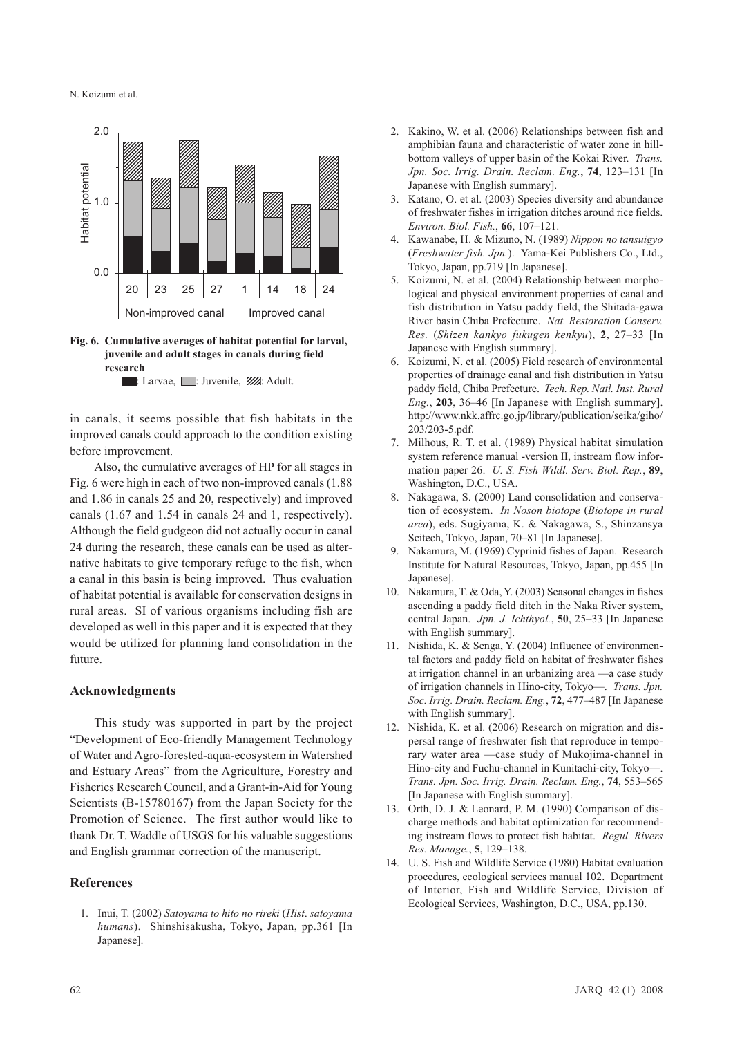2.0

Habitat potential

1.0

0.0

20 23 25 27 1 14 18 24

Non-improved canal    Improved canal

**Fig. 6. Cumulative averages of habitat potential for larval, juvenile and adult stages in canals during field research**

: Larvae, : Juvenile, : Adult.

in canals, it seems possible that fish habitats in the improved canals could approach to the condition existing before improvement.

Also, the cumulative averages of HP for all stages in Fig. 6 were high in each of two non-improved canals (1.88 and 1.86 in canals 25 and 20, respectively) and improved canals (1.67 and 1.54 in canals 24 and 1, respectively). Although the field gudgeon did not actually occur in canal 24 during the research, these canals can be used as alternative habitats to give temporary refuge to the fish, when a canal in this basin is being improved. Thus evaluation of habitat potential is available for conservation designs in rural areas. SI of various organisms including fish are developed as well in this paper and it is expected that they would be utilized for planning land consolidation in the future.

## Acknowledgments

This study was supported in part by the project "Development of Eco-friendly Management Technology of Water and Agro-forested-aqua-ecosystem in Watershed and Estuary Areas" from the Agriculture, Forestry and Fisheries Research Council, and a Grant-in-Aid for Young Scientists (B-15780167) from the Japan Society for the Promotion of Science. The first author would like to thank Dr. T. Waddle of USGS for his valuable suggestions and English grammar correction of the manuscript.

## References

1. Inui, T. (2002) *Satoyama to hito no rireki* (*Hist. satoyama humans*). Shinshisakusha, Tokyo, Japan, pp.361 [In Japanese].
2. Kakino, W. et al. (2006) Relationships between fish and amphibian fauna and characteristic of water zone in hill-bottom valleys of upper basin of the Kokai River. *Trans. Jpn. Soc. Irrig. Drain. Reclam. Eng.*, **74**, 123–131 [In Japanese with English summary].
3. Katano, O. et al. (2003) Species diversity and abundance of freshwater fishes in irrigation ditches around rice fields. *Environ. Biol. Fish.*, **66**, 107–121.
4. Kawanabe, H. & Mizuno, N. (1989) *Nippon no tansuigyo* (*Freshwater fish. Jpn.*). Yama-Kei Publishers Co., Ltd., Tokyo, Japan, pp.719 [In Japanese].
5. Koizumi, N. et al. (2004) Relationship between morphological and physical environment properties of canal and fish distribution in Yatsu paddy field, the Shitada-gawa River basin Chiba Prefecture. *Nat. Restoration Conserv. Res.* (*Shizen kankyo fukugen kenkyu*), **2**, 27–33 [In Japanese with English summary].
6. Koizumi, N. et al. (2005) Field research of environmental properties of drainage canal and fish distribution in Yatsu paddy field, Chiba Prefecture. *Tech. Rep. Natl. Inst. Rural Eng.*, **203**, 36–46 [In Japanese with English summary]. http://www.nkk.affrc.go.jp/library/publication/seika/giho/203/203-5.pdf.
7. Milhous, R. T. et al. (1989) Physical habitat simulation system reference manual -version II, instream flow information paper 26. *U. S. Fish Wildl. Serv. Biol. Rep.*, **89**, Washington, D.C., USA.
8. Nakagawa, S. (2000) Land consolidation and conservation of ecosystem. *In Noson biotope* (*Biotope in rural area*), eds. Sugiyama, K. & Nakagawa, S., Shinzansya Scitech, Tokyo, Japan, 70–81 [In Japanese].
9. Nakamura, M. (1969) Cyprinid fishes of Japan. Research Institute for Natural Resources, Tokyo, Japan, pp.455 [In Japanese].
10. Nakamura, T. & Oda, Y. (2003) Seasonal changes in fishes ascending a paddy field ditch in the Naka River system, central Japan. *Jpn. J. Ichthyol.*, **50**, 25–33 [In Japanese with English summary].
11. Nishida, K. & Senga, Y. (2004) Influence of environmental factors and paddy field on habitat of freshwater fishes at irrigation channel in an urbanizing area —a case study of irrigation channels in Hino-city, Tokyo—. *Trans. Jpn. Soc. Irrig. Drain. Reclam. Eng.*, **72**, 477–487 [In Japanese with English summary].
12. Nishida, K. et al. (2006) Research on migration and dispersal range of freshwater fish that reproduce in temporary water area —case study of Mukojima-channel in Hino-city and Fuchu-channel in Kunitachi-city, Tokyo—. *Trans. Jpn. Soc. Irrig. Drain. Reclam. Eng.*, **74**, 553–565 [In Japanese with English summary].
13. Orth, D. J. & Leonard, P. M. (1990) Comparison of discharge methods and habitat optimization for recommending instream flows to protect fish habitat. *Regul. Rivers Res. Manage.*, **5**, 129–138.
14. U. S. Fish and Wildlife Service (1980) Habitat evaluation procedures, ecological services manual 102. Department of Interior, Fish and Wildlife Service, Division of Ecological Services, Washington, D.C., USA, pp.130.